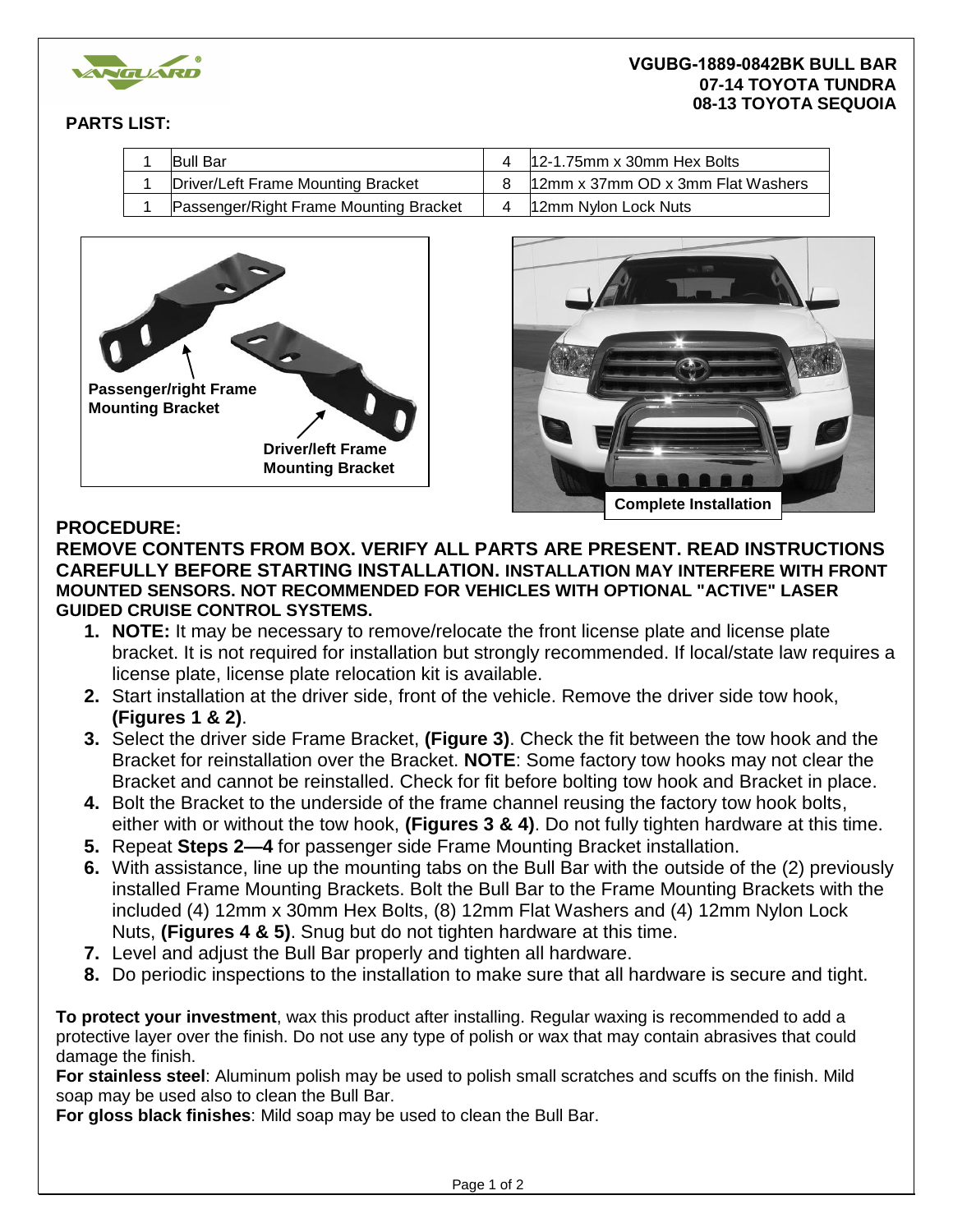**VGUBG-1889-0842BK BULL BAR**
**07-14 TOYOTA TUNDRA**
**08-13 TOYOTA SEQUOIA**

## PARTS LIST:

| | | | |
|---|---|---|---|
| 1 | Bull Bar | 4 | 12-1.75mm x 30mm Hex Bolts |
| 1 | Driver/Left Frame Mounting Bracket | 8 | 12mm x 37mm OD x 3mm Flat Washers |
| 1 | Passenger/Right Frame Mounting Bracket | 4 | 12mm Nylon Lock Nuts |

**Passenger/right Frame Mounting Bracket**

**Driver/left Frame Mounting Bracket**

**Complete Installation**

## PROCEDURE:

**REMOVE CONTENTS FROM BOX. VERIFY ALL PARTS ARE PRESENT. READ INSTRUCTIONS CAREFULLY BEFORE STARTING INSTALLATION. INSTALLATION MAY INTERFERE WITH FRONT MOUNTED SENSORS. NOT RECOMMENDED FOR VEHICLES WITH OPTIONAL "ACTIVE" LASER GUIDED CRUISE CONTROL SYSTEMS.**

1. **NOTE:** It may be necessary to remove/relocate the front license plate and license plate bracket. It is not required for installation but strongly recommended. If local/state law requires a license plate, license plate relocation kit is available.
2. Start installation at the driver side, front of the vehicle. Remove the driver side tow hook, **(Figures 1 & 2)**.
3. Select the driver side Frame Bracket, **(Figure 3)**. Check the fit between the tow hook and the Bracket for reinstallation over the Bracket. **NOTE**: Some factory tow hooks may not clear the Bracket and cannot be reinstalled. Check for fit before bolting tow hook and Bracket in place.
4. Bolt the Bracket to the underside of the frame channel reusing the factory tow hook bolts, either with or without the tow hook, **(Figures 3 & 4)**. Do not fully tighten hardware at this time.
5. Repeat **Steps 2—4** for passenger side Frame Mounting Bracket installation.
6. With assistance, line up the mounting tabs on the Bull Bar with the outside of the (2) previously installed Frame Mounting Brackets. Bolt the Bull Bar to the Frame Mounting Brackets with the included (4) 12mm x 30mm Hex Bolts, (8) 12mm Flat Washers and (4) 12mm Nylon Lock Nuts, **(Figures 4 & 5)**. Snug but do not tighten hardware at this time.
7. Level and adjust the Bull Bar properly and tighten all hardware.
8. Do periodic inspections to the installation to make sure that all hardware is secure and tight.

**To protect your investment**, wax this product after installing. Regular waxing is recommended to add a protective layer over the finish. Do not use any type of polish or wax that may contain abrasives that could damage the finish.

**For stainless steel**: Aluminum polish may be used to polish small scratches and scuffs on the finish. Mild soap may be used also to clean the Bull Bar.

**For gloss black finishes**: Mild soap may be used to clean the Bull Bar.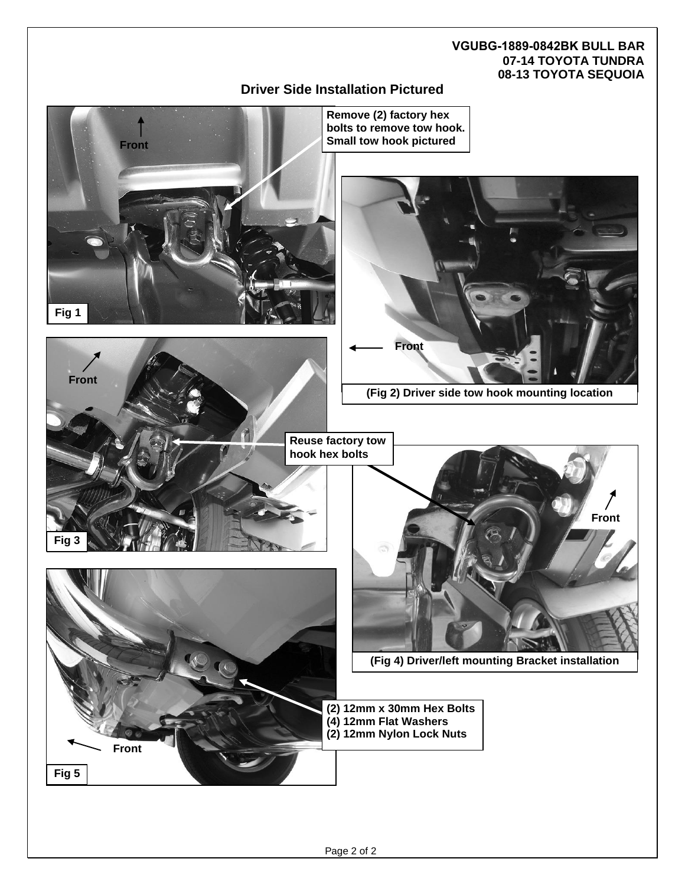**VGUBG-1889-0842BK BULL BAR**
**07-14 TOYOTA TUNDRA**
**08-13 TOYOTA SEQUOIA**

## Driver Side Installation Pictured

Front

Remove (2) factory hex bolts to remove tow hook. Small tow hook pictured

Fig 1

Front

(Fig 2) Driver side tow hook mounting location

Front

Reuse factory tow hook hex bolts

Fig 3

Front

(Fig 4) Driver/left mounting Bracket installation

(2) 12mm x 30mm Hex Bolts
(4) 12mm Flat Washers
(2) 12mm Nylon Lock Nuts

Front

Fig 5